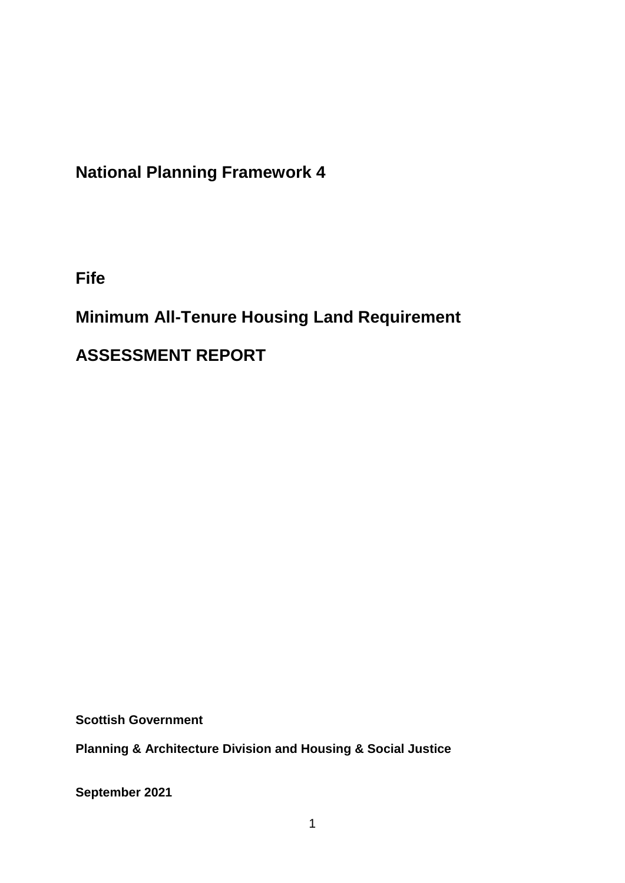# National Planning Framework 4

## Fife

## Minimum All-Tenure Housing Land Requirement

## ASSESSMENT REPORT

**Scottish Government**

**Planning & Architecture Division and Housing & Social Justice**

**September 2021**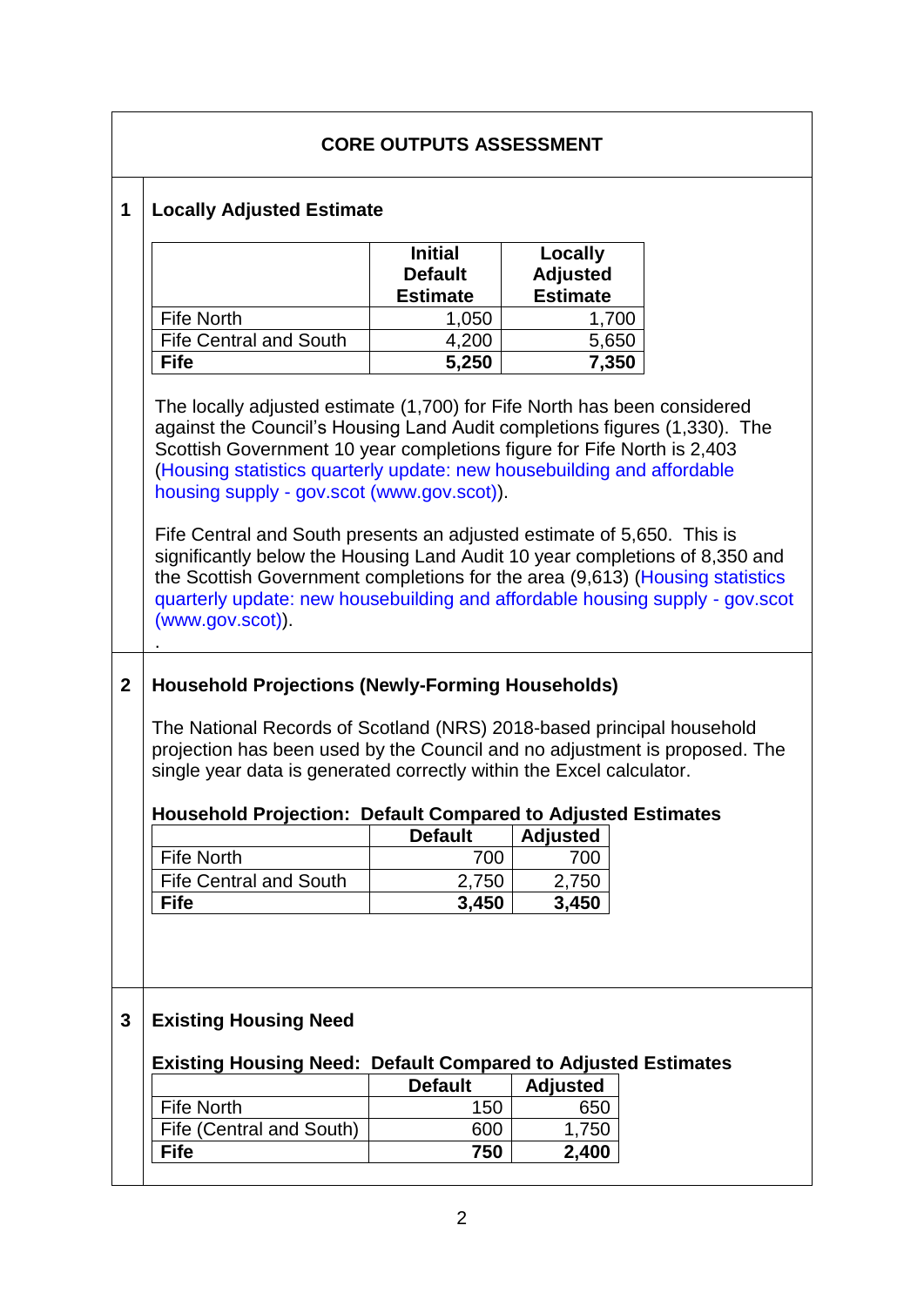## CORE OUTPUTS ASSESSMENT

### 1 Locally Adjusted Estimate

| | Initial Default Estimate | Locally Adjusted Estimate |
|---|---|---|
| Fife North | 1,050 | 1,700 |
| Fife Central and South | 4,200 | 5,650 |
| **Fife** | **5,250** | **7,350** |

The locally adjusted estimate (1,700) for Fife North has been considered against the Council's Housing Land Audit completions figures (1,330). The Scottish Government 10 year completions figure for Fife North is 2,403 (Housing statistics quarterly update: new housebuilding and affordable housing supply - gov.scot (www.gov.scot)).

Fife Central and South presents an adjusted estimate of 5,650. This is significantly below the Housing Land Audit 10 year completions of 8,350 and the Scottish Government completions for the area (9,613) (Housing statistics quarterly update: new housebuilding and affordable housing supply - gov.scot (www.gov.scot)).

.

### 2 Household Projections (Newly-Forming Households)

The National Records of Scotland (NRS) 2018-based principal household projection has been used by the Council and no adjustment is proposed. The single year data is generated correctly within the Excel calculator.

**Household Projection: Default Compared to Adjusted Estimates**

| | Default | Adjusted |
|---|---|---|
| Fife North | 700 | 700 |
| Fife Central and South | 2,750 | 2,750 |
| **Fife** | **3,450** | **3,450** |

### 3 Existing Housing Need

**Existing Housing Need: Default Compared to Adjusted Estimates**

| | Default | Adjusted |
|---|---|---|
| Fife North | 150 | 650 |
| Fife (Central and South) | 600 | 1,750 |
| **Fife** | **750** | **2,400** |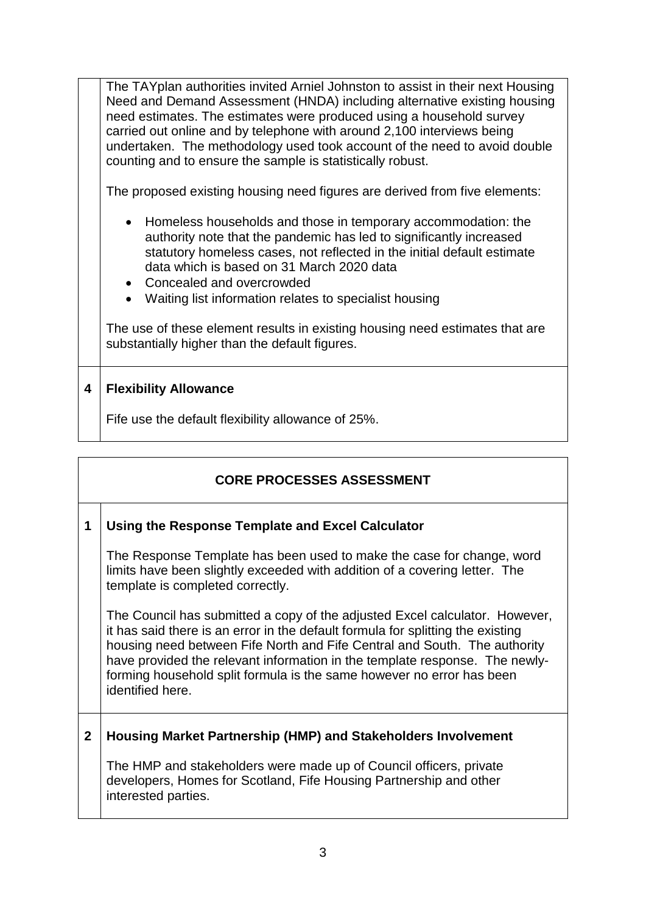The TAYplan authorities invited Arniel Johnston to assist in their next Housing Need and Demand Assessment (HNDA) including alternative existing housing need estimates. The estimates were produced using a household survey carried out online and by telephone with around 2,100 interviews being undertaken. The methodology used took account of the need to avoid double counting and to ensure the sample is statistically robust.

The proposed existing housing need figures are derived from five elements:

- Homeless households and those in temporary accommodation: the authority note that the pandemic has led to significantly increased statutory homeless cases, not reflected in the initial default estimate data which is based on 31 March 2020 data
- Concealed and overcrowded
- Waiting list information relates to specialist housing

The use of these element results in existing housing need estimates that are substantially higher than the default figures.

## 4 Flexibility Allowance

Fife use the default flexibility allowance of 25%.

## CORE PROCESSES ASSESSMENT

### 1 Using the Response Template and Excel Calculator

The Response Template has been used to make the case for change, word limits have been slightly exceeded with addition of a covering letter. The template is completed correctly.

The Council has submitted a copy of the adjusted Excel calculator. However, it has said there is an error in the default formula for splitting the existing housing need between Fife North and Fife Central and South. The authority have provided the relevant information in the template response. The newly-forming household split formula is the same however no error has been identified here.

### 2 Housing Market Partnership (HMP) and Stakeholders Involvement

The HMP and stakeholders were made up of Council officers, private developers, Homes for Scotland, Fife Housing Partnership and other interested parties.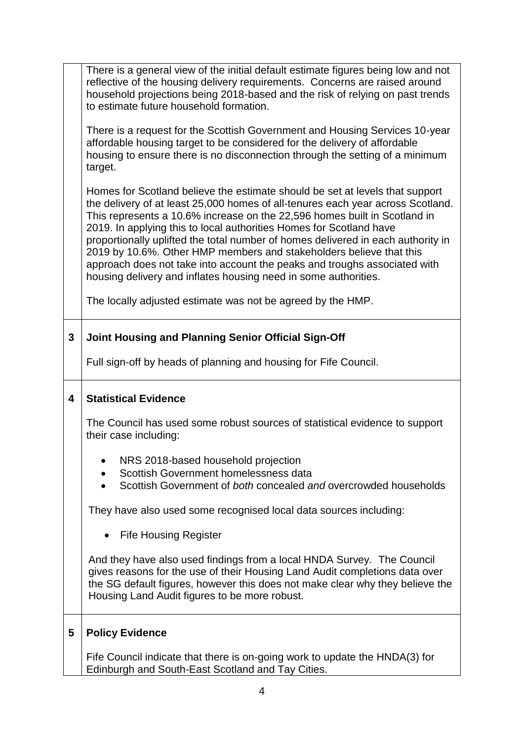There is a general view of the initial default estimate figures being low and not reflective of the housing delivery requirements. Concerns are raised around household projections being 2018-based and the risk of relying on past trends to estimate future household formation.

There is a request for the Scottish Government and Housing Services 10-year affordable housing target to be considered for the delivery of affordable housing to ensure there is no disconnection through the setting of a minimum target.

Homes for Scotland believe the estimate should be set at levels that support the delivery of at least 25,000 homes of all-tenures each year across Scotland. This represents a 10.6% increase on the 22,596 homes built in Scotland in 2019. In applying this to local authorities Homes for Scotland have proportionally uplifted the total number of homes delivered in each authority in 2019 by 10.6%. Other HMP members and stakeholders believe that this approach does not take into account the peaks and troughs associated with housing delivery and inflates housing need in some authorities.

The locally adjusted estimate was not be agreed by the HMP.

## 3 Joint Housing and Planning Senior Official Sign-Off

Full sign-off by heads of planning and housing for Fife Council.

## 4 Statistical Evidence

The Council has used some robust sources of statistical evidence to support their case including:

- NRS 2018-based household projection
- Scottish Government homelessness data
- Scottish Government of *both* concealed *and* overcrowded households

They have also used some recognised local data sources including:

- Fife Housing Register

And they have also used findings from a local HNDA Survey. The Council gives reasons for the use of their Housing Land Audit completions data over the SG default figures, however this does not make clear why they believe the Housing Land Audit figures to be more robust.

## 5 Policy Evidence

Fife Council indicate that there is on-going work to update the HNDA(3) for Edinburgh and South-East Scotland and Tay Cities.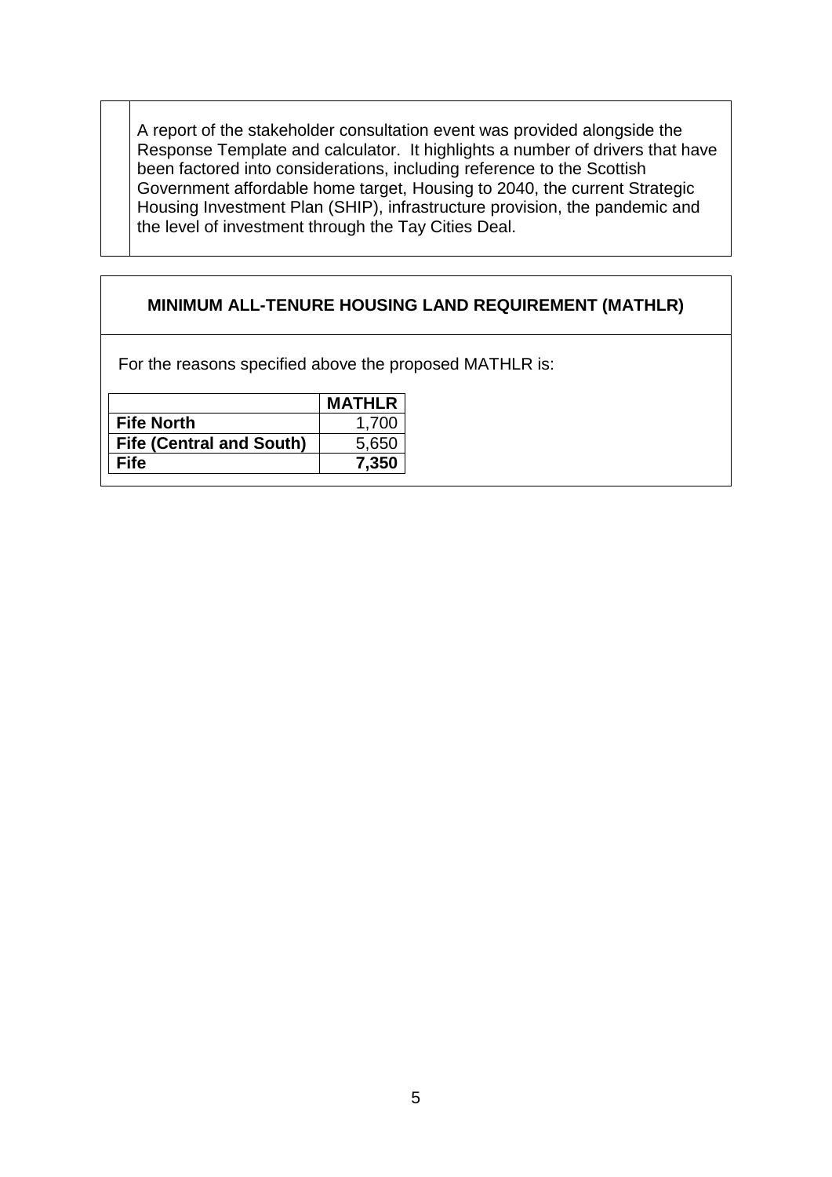A report of the stakeholder consultation event was provided alongside the Response Template and calculator. It highlights a number of drivers that have been factored into considerations, including reference to the Scottish Government affordable home target, Housing to 2040, the current Strategic Housing Investment Plan (SHIP), infrastructure provision, the pandemic and the level of investment through the Tay Cities Deal.

## MINIMUM ALL-TENURE HOUSING LAND REQUIREMENT (MATHLR)

For the reasons specified above the proposed MATHLR is:

| | **MATHLR** |
|---|---|
| **Fife North** | 1,700 |
| **Fife (Central and South)** | 5,650 |
| **Fife** | **7,350** |